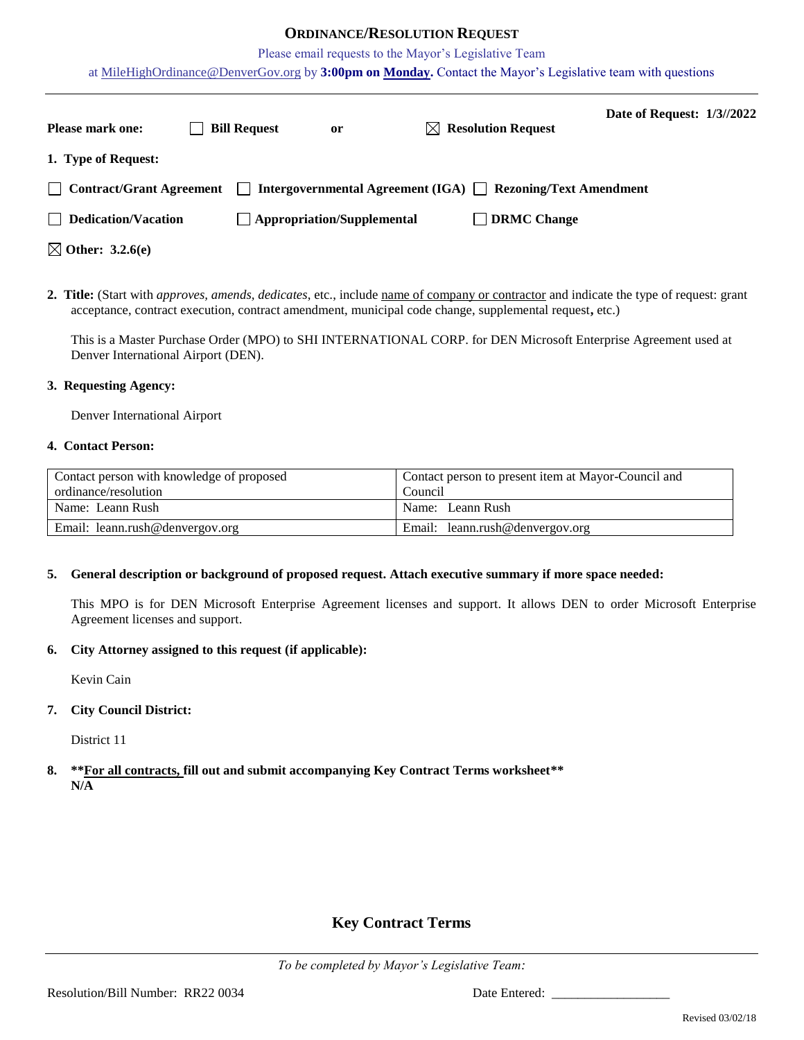# **ORDINANCE/RESOLUTION REQUEST**

Please email requests to the Mayor's Legislative Team

at MileHighOrdinance@DenverGov.org by **3:00pm on Monday.** Contact the Mayor's Legislative team with questions

---

**Date of Request: 1/3//2022**

**Please mark one:** ☐ **Bill Request** **or** ☒ **Resolution Request**

**1. Type of Request:**

☐ **Contract/Grant Agreement** ☐ **Intergovernmental Agreement (IGA)** ☐ **Rezoning/Text Amendment**

☐ **Dedication/Vacation** ☐ **Appropriation/Supplemental** ☐ **DRMC Change**

☒ **Other: 3.2.6(e)**

**2. Title:** (Start with *approves, amends, dedicates*, etc., include name of company or contractor and indicate the type of request: grant acceptance, contract execution, contract amendment, municipal code change, supplemental request**,** etc.)

This is a Master Purchase Order (MPO) to SHI INTERNATIONAL CORP. for DEN Microsoft Enterprise Agreement used at Denver International Airport (DEN).

**3. Requesting Agency:**

Denver International Airport

**4. Contact Person:**

| Contact person with knowledge of proposed ordinance/resolution | Contact person to present item at Mayor-Council and Council |
|---|---|
| Name: Leann Rush | Name: Leann Rush |
| Email: leann.rush@denvergov.org | Email: leann.rush@denvergov.org |

**5. General description or background of proposed request. Attach executive summary if more space needed:**

This MPO is for DEN Microsoft Enterprise Agreement licenses and support. It allows DEN to order Microsoft Enterprise Agreement licenses and support.

**6. City Attorney assigned to this request (if applicable):**

Kevin Cain

**7. City Council District:**

District 11

**8. \*\*For all contracts, fill out and submit accompanying Key Contract Terms worksheet\*\***
**N/A**

## **Key Contract Terms**

---

*To be completed by Mayor's Legislative Team:*

Resolution/Bill Number: RR22 0034 Date Entered: __________________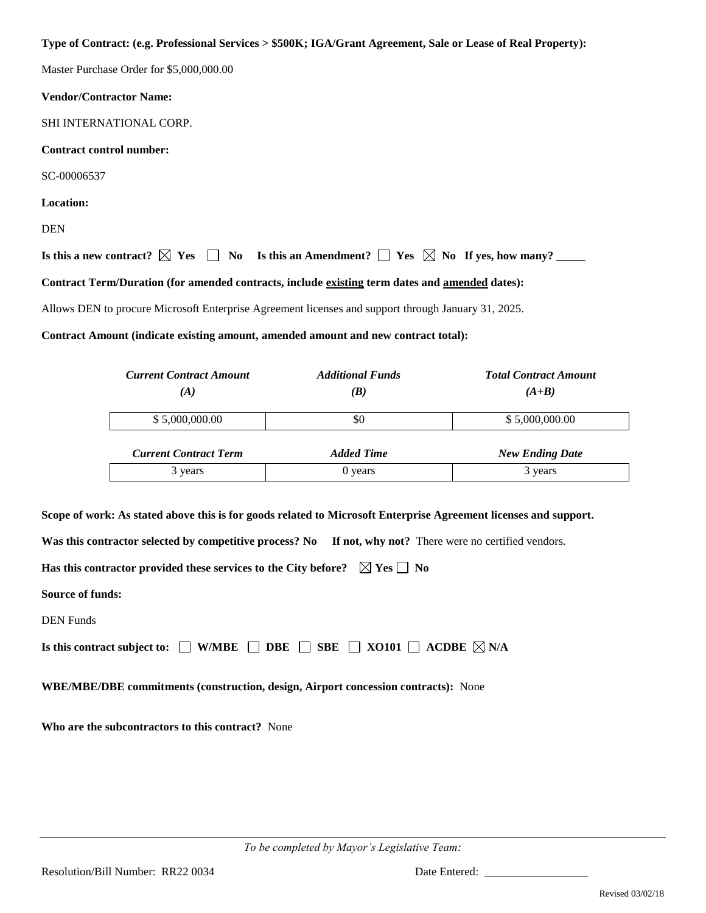**Type of Contract: (e.g. Professional Services > $500K; IGA/Grant Agreement, Sale or Lease of Real Property):**

Master Purchase Order for $5,000,000.00

**Vendor/Contractor Name:**

SHI INTERNATIONAL CORP.

**Contract control number:**

SC-00006537

**Location:**

DEN

**Is this a new contract?** ☒ **Yes** ☐ **No** **Is this an Amendment?** ☐ **Yes** ☒ **No** **If yes, how many? _____**

**Contract Term/Duration (for amended contracts, include existing term dates and amended dates):**

Allows DEN to procure Microsoft Enterprise Agreement licenses and support through January 31, 2025.

**Contract Amount (indicate existing amount, amended amount and new contract total):**

| ***Current Contract Amount (A)*** | ***Additional Funds (B)*** | ***Total Contract Amount (A+B)*** |
|---|---|---|
| $ 5,000,000.00 | $0 | $ 5,000,000.00 |
| ***Current Contract Term*** | ***Added Time*** | ***New Ending Date*** |
| 3 years | 0 years | 3 years |

**Scope of work: As stated above this is for goods related to Microsoft Enterprise Agreement licenses and support.**

**Was this contractor selected by competitive process? No** **If not, why not?** There were no certified vendors.

**Has this contractor provided these services to the City before?** ☒ **Yes** ☐ **No**

**Source of funds:**

DEN Funds

**Is this contract subject to:** ☐ **W/MBE** ☐ **DBE** ☐ **SBE** ☐ **XO101** ☐ **ACDBE** ☒ **N/A**

**WBE/MBE/DBE commitments (construction, design, Airport concession contracts):** None

**Who are the subcontractors to this contract?** None

*To be completed by Mayor's Legislative Team:*

Resolution/Bill Number: RR22 0034 Date Entered: __________________

Revised 03/02/18